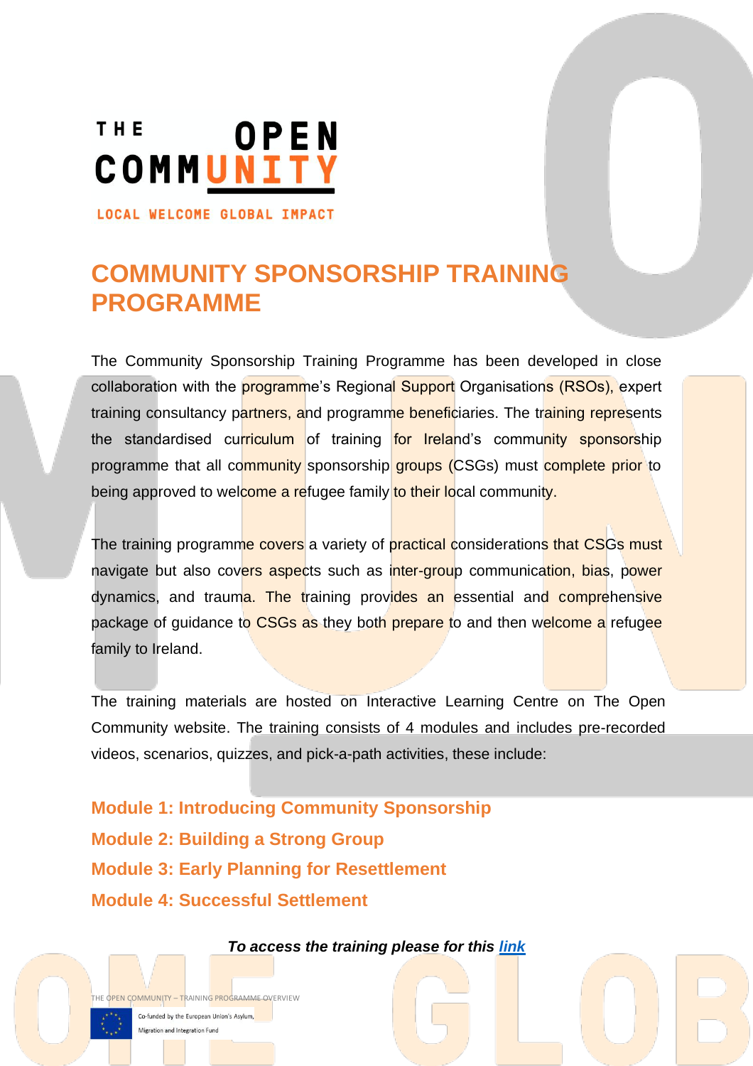THE OPEN COMMUNITY

LOCAL WELCOME GLOBAL IMPACT

# COMMUNITY SPONSORSHIP TRAINING PROGRAMME

The Community Sponsorship Training Programme has been developed in close collaboration with the programme's Regional Support Organisations (RSOs), expert training consultancy partners, and programme beneficiaries. The training represents the standardised curriculum of training for Ireland's community sponsorship programme that all community sponsorship groups (CSGs) must complete prior to being approved to welcome a refugee family to their local community.

The training programme covers a variety of practical considerations that CSGs must navigate but also covers aspects such as inter-group communication, bias, power dynamics, and trauma. The training provides an essential and comprehensive package of guidance to CSGs as they both prepare to and then welcome a refugee family to Ireland.

The training materials are hosted on Interactive Learning Centre on The Open Community website. The training consists of 4 modules and includes pre-recorded videos, scenarios, quizzes, and pick-a-path activities, these include:

### Module 1: Introducing Community Sponsorship
### Module 2: Building a Strong Group
### Module 3: Early Planning for Resettlement
### Module 4: Successful Settlement

***To access the training please for this [link](link)***

Co-funded by the European Union's Asylum, Migration and Integration Fund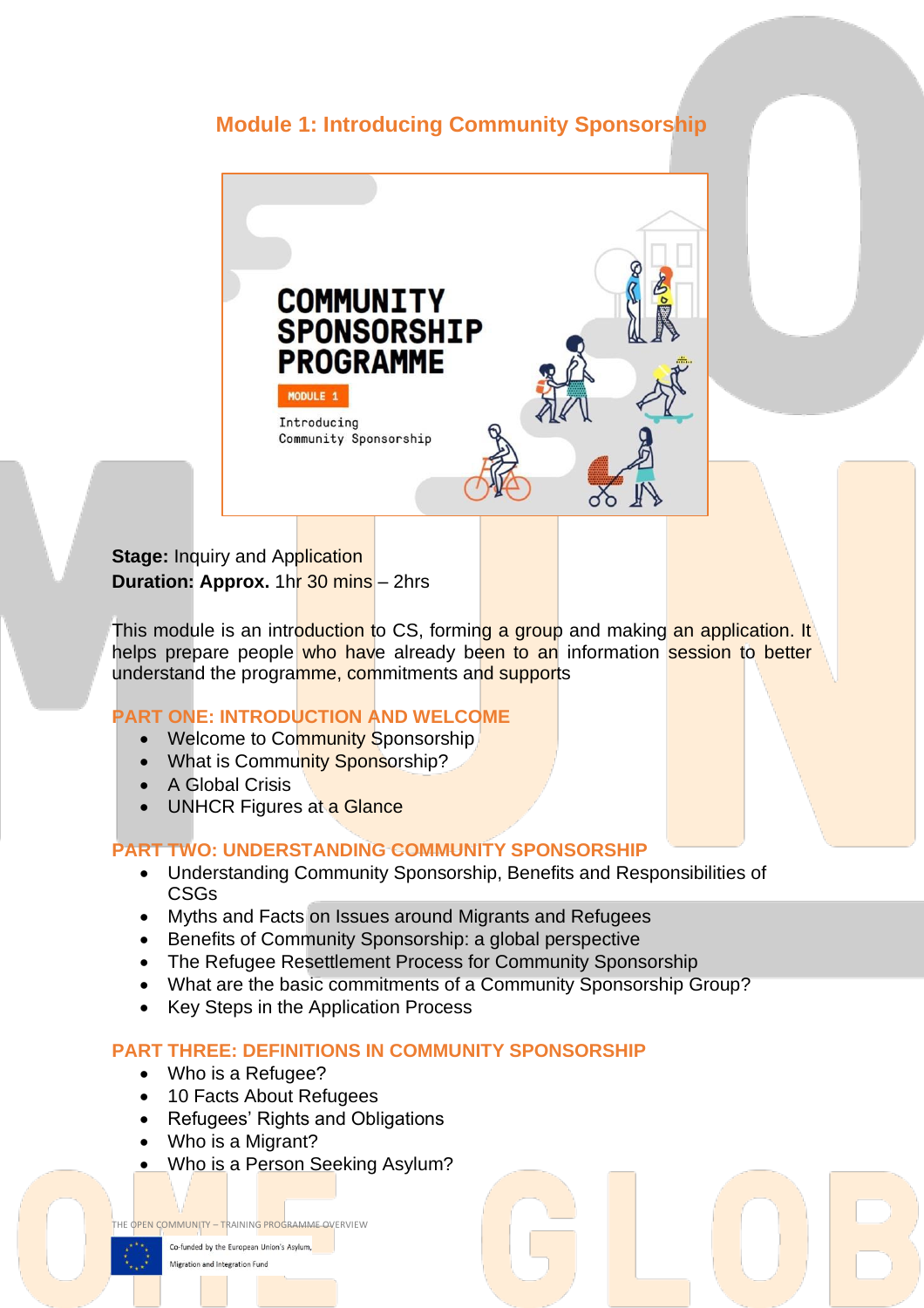## Module 1: Introducing Community Sponsorship

**Stage:** Inquiry and Application
**Duration: Approx.** 1hr 30 mins – 2hrs

This module is an introduction to CS, forming a group and making an application. It helps prepare people who have already been to an information session to better understand the programme, commitments and supports

### PART ONE: INTRODUCTION AND WELCOME

- Welcome to Community Sponsorship
- What is Community Sponsorship?
- A Global Crisis
- UNHCR Figures at a Glance

### PART TWO: UNDERSTANDING COMMUNITY SPONSORSHIP

- Understanding Community Sponsorship, Benefits and Responsibilities of CSGs
- Myths and Facts on Issues around Migrants and Refugees
- Benefits of Community Sponsorship: a global perspective
- The Refugee Resettlement Process for Community Sponsorship
- What are the basic commitments of a Community Sponsorship Group?
- Key Steps in the Application Process

### PART THREE: DEFINITIONS IN COMMUNITY SPONSORSHIP

- Who is a Refugee?
- 10 Facts About Refugees
- Refugees' Rights and Obligations
- Who is a Migrant?
- Who is a Person Seeking Asylum?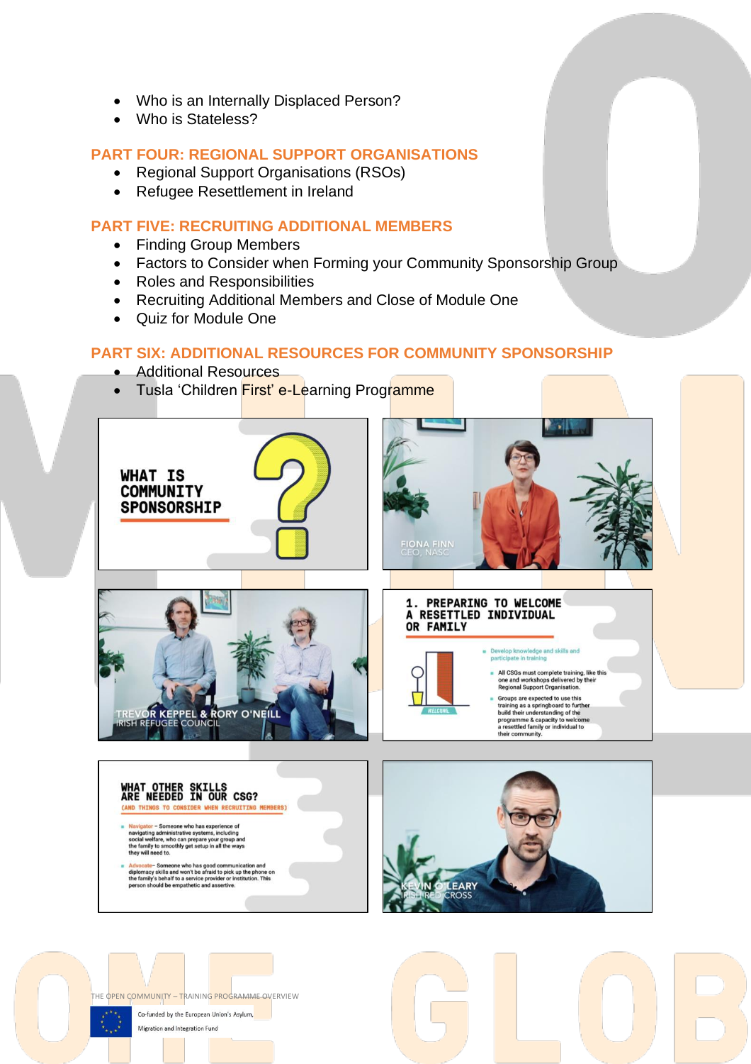- Who is an Internally Displaced Person?
- Who is Stateless?

## PART FOUR: REGIONAL SUPPORT ORGANISATIONS

- Regional Support Organisations (RSOs)
- Refugee Resettlement in Ireland

## PART FIVE: RECRUITING ADDITIONAL MEMBERS

- Finding Group Members
- Factors to Consider when Forming your Community Sponsorship Group
- Roles and Responsibilities
- Recruiting Additional Members and Close of Module One
- Quiz for Module One

## PART SIX: ADDITIONAL RESOURCES FOR COMMUNITY SPONSORSHIP

- Additional Resources
- Tusla 'Children First' e-Learning Programme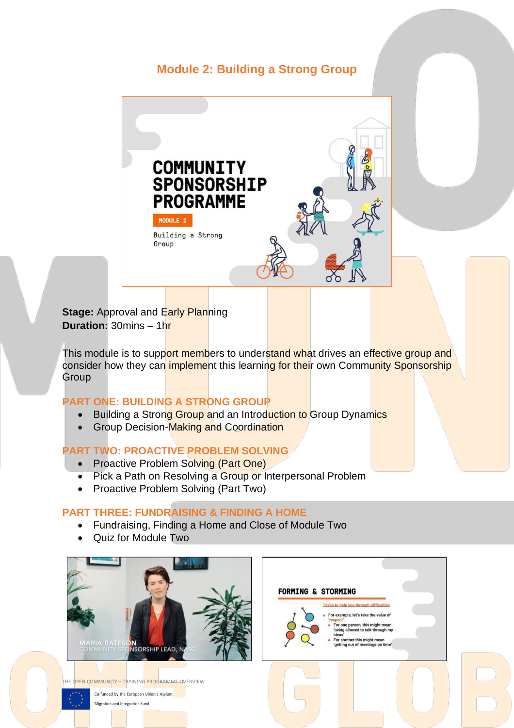## Module 2: Building a Strong Group

**Stage:** Approval and Early Planning
**Duration:** 30mins – 1hr

This module is to support members to understand what drives an effective group and consider how they can implement this learning for their own Community Sponsorship Group

### PART ONE: BUILDING A STRONG GROUP

- Building a Strong Group and an Introduction to Group Dynamics
- Group Decision-Making and Coordination

### PART TWO: PROACTIVE PROBLEM SOLVING

- Proactive Problem Solving (Part One)
- Pick a Path on Resolving a Group or Interpersonal Problem
- Proactive Problem Solving (Part Two)

### PART THREE: FUNDRAISING & FINDING A HOME

- Fundraising, Finding a Home and Close of Module Two
- Quiz for Module Two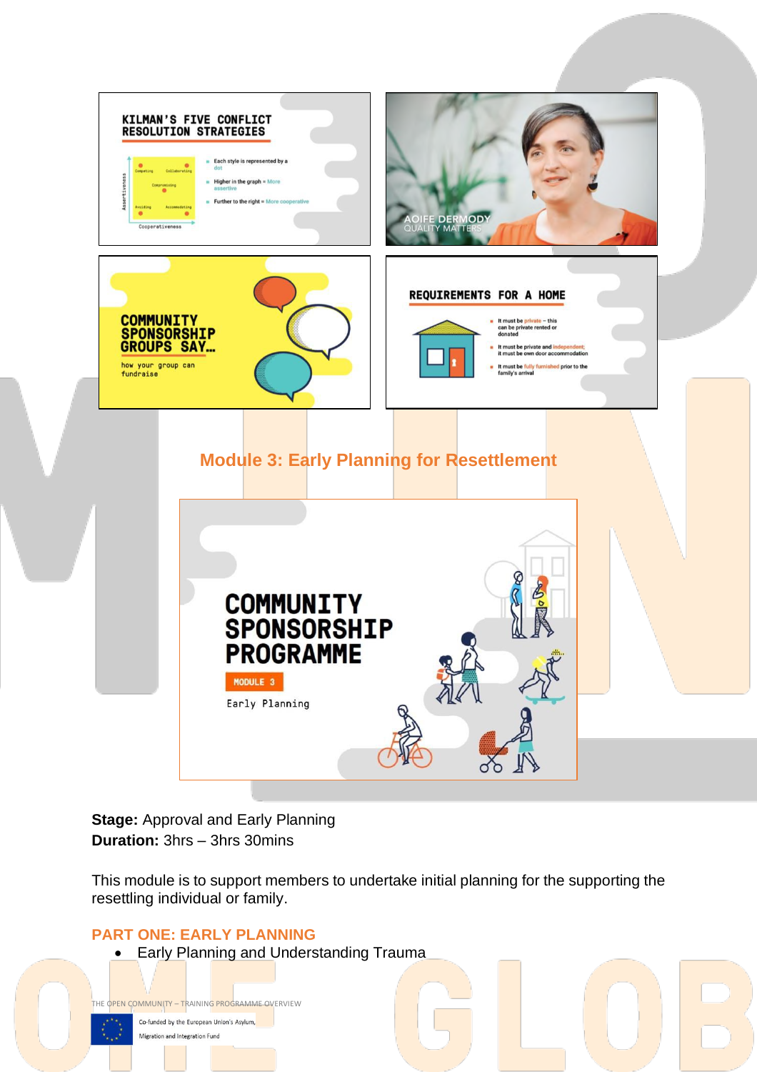## Module 3: Early Planning for Resettlement

**Stage:** Approval and Early Planning
**Duration:** 3hrs – 3hrs 30mins

This module is to support members to undertake initial planning for the supporting the resettling individual or family.

### PART ONE: EARLY PLANNING

- Early Planning and Understanding Trauma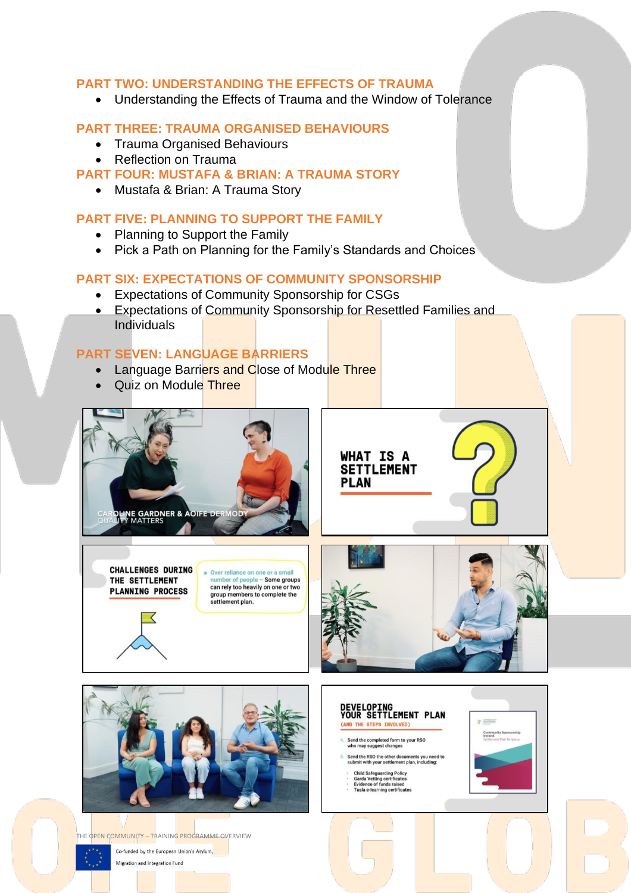## PART TWO: UNDERSTANDING THE EFFECTS OF TRAUMA

- Understanding the Effects of Trauma and the Window of Tolerance

## PART THREE: TRAUMA ORGANISED BEHAVIOURS

- Trauma Organised Behaviours
- Reflection on Trauma

## PART FOUR: MUSTAFA & BRIAN: A TRAUMA STORY

- Mustafa & Brian: A Trauma Story

## PART FIVE: PLANNING TO SUPPORT THE FAMILY

- Planning to Support the Family
- Pick a Path on Planning for the Family's Standards and Choices

## PART SIX: EXPECTATIONS OF COMMUNITY SPONSORSHIP

- Expectations of Community Sponsorship for CSGs
- Expectations of Community Sponsorship for Resettled Families and Individuals

## PART SEVEN: LANGUAGE BARRIERS

- Language Barriers and Close of Module Three
- Quiz on Module Three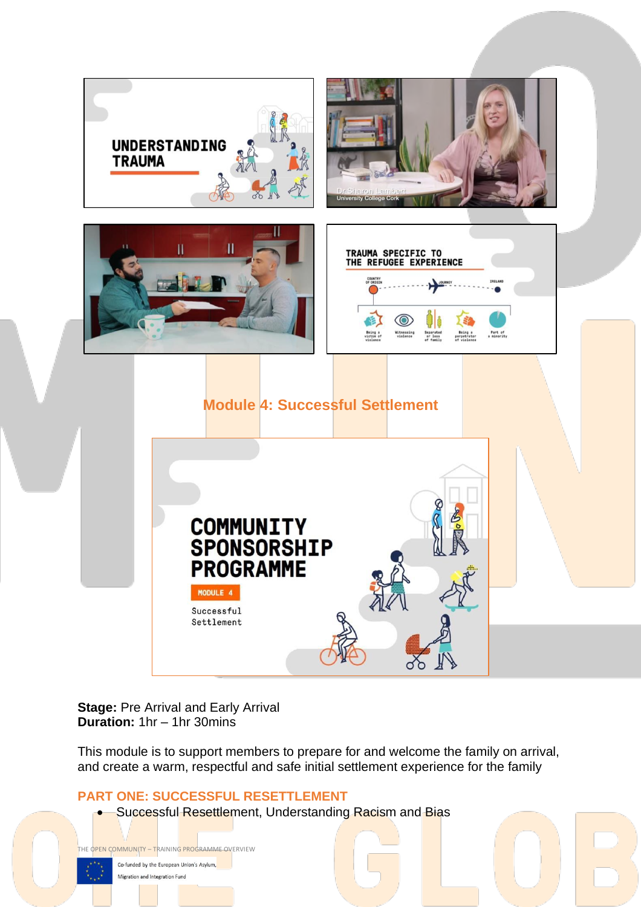## Module 4: Successful Settlement

**Stage:** Pre Arrival and Early Arrival
**Duration:** 1hr – 1hr 30mins

This module is to support members to prepare for and welcome the family on arrival, and create a warm, respectful and safe initial settlement experience for the family

### PART ONE: SUCCESSFUL RESETTLEMENT

- Successful Resettlement, Understanding Racism and Bias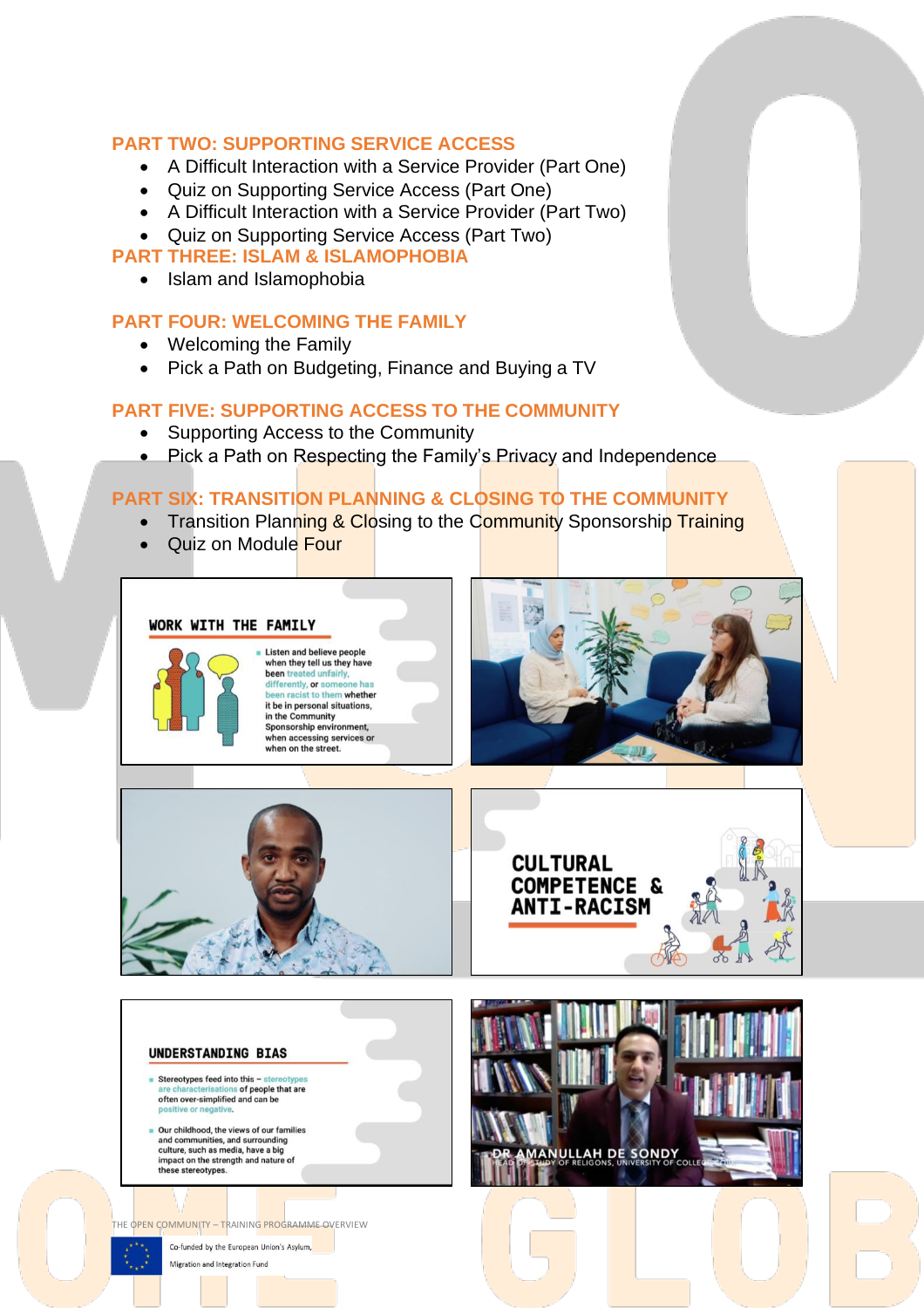## PART TWO: SUPPORTING SERVICE ACCESS

- A Difficult Interaction with a Service Provider (Part One)
- Quiz on Supporting Service Access (Part One)
- A Difficult Interaction with a Service Provider (Part Two)
- Quiz on Supporting Service Access (Part Two)

## PART THREE: ISLAM & ISLAMOPHOBIA

- Islam and Islamophobia

## PART FOUR: WELCOMING THE FAMILY

- Welcoming the Family
- Pick a Path on Budgeting, Finance and Buying a TV

## PART FIVE: SUPPORTING ACCESS TO THE COMMUNITY

- Supporting Access to the Community
- Pick a Path on Respecting the Family's Privacy and Independence

## PART SIX: TRANSITION PLANNING & CLOSING TO THE COMMUNITY

- Transition Planning & Closing to the Community Sponsorship Training
- Quiz on Module Four

Co-funded by the European Union's Asylum, Migration and Integration Fund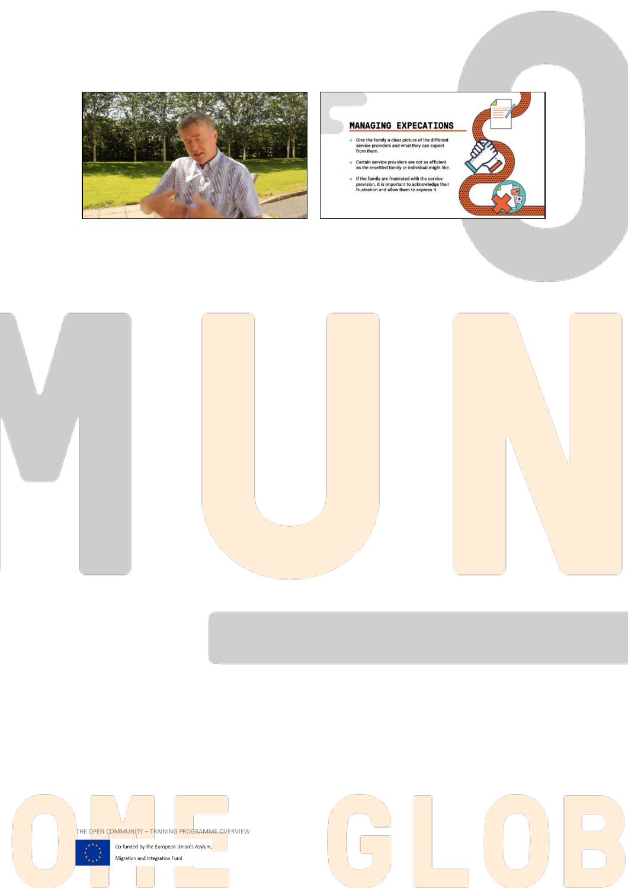MANAGING EXPECATIONS

- Give the family a clear picture of the different service providers and what they can expect from them.
- Certain service providers are not as efficient as the resettled family or individual might like.
- If the family are frustrated with the service provision, it is important to acknowledge their frustration and allow them to express it.